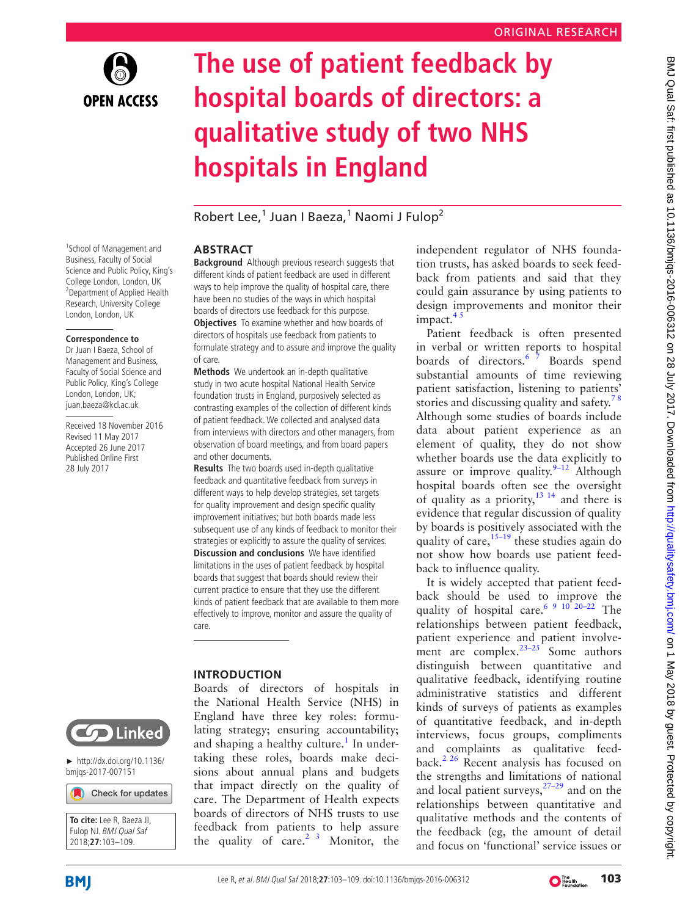ORIGINAL RESEARCH

# The use of patient feedback by hospital boards of directors: a qualitative study of two NHS hospitals in England

Robert Lee,[1] Juan I Baeza,[1] Naomi J Fulop[2]

[1]School of Management and Business, Faculty of Social Science and Public Policy, King's College London, London, UK
[2]Department of Applied Health Research, University College London, London, UK

**Correspondence to**
Dr Juan I Baeza, School of Management and Business, Faculty of Social Science and Public Policy, King's College London, London, UK; juan.baeza@kcl.ac.uk

Received 18 November 2016
Revised 11 May 2017
Accepted 26 June 2017
Published Online First 28 July 2017

► http://dx.doi.org/10.1136/bmjqs-2017-007151

**To cite:** Lee R, Baeza JI, Fulop NJ. *BMJ Qual Saf* 2018;**27**:103–109.

## ABSTRACT

**Background** Although previous research suggests that different kinds of patient feedback are used in different ways to help improve the quality of hospital care, there have been no studies of the ways in which hospital boards of directors use feedback for this purpose.

**Objectives** To examine whether and how boards of directors of hospitals use feedback from patients to formulate strategy and to assure and improve the quality of care.

**Methods** We undertook an in-depth qualitative study in two acute hospital National Health Service foundation trusts in England, purposively selected as contrasting examples of the collection of different kinds of patient feedback. We collected and analysed data from interviews with directors and other managers, from observation of board meetings, and from board papers and other documents.

**Results** The two boards used in-depth qualitative feedback and quantitative feedback from surveys in different ways to help develop strategies, set targets for quality improvement and design specific quality improvement initiatives; but both boards made less subsequent use of any kinds of feedback to monitor their strategies or explicitly to assure the quality of services.

**Discussion and conclusions** We have identified limitations in the uses of patient feedback by hospital boards that suggest that boards should review their current practice to ensure that they use the different kinds of patient feedback that are available to them more effectively to improve, monitor and assure the quality of care.

## INTRODUCTION

Boards of directors of hospitals in the National Health Service (NHS) in England have three key roles: formulating strategy; ensuring accountability; and shaping a healthy culture.[1] In undertaking these roles, boards make decisions about annual plans and budgets that impact directly on the quality of care. The Department of Health expects boards of directors of NHS trusts to use feedback from patients to help assure the quality of care.[2,3] Monitor, the independent regulator of NHS foundation trusts, has asked boards to seek feedback from patients and said that they could gain assurance by using patients to design improvements and monitor their impact.[4,5]

Patient feedback is often presented in verbal or written reports to hospital boards of directors.[6,7] Boards spend substantial amounts of time reviewing patient satisfaction, listening to patients' stories and discussing quality and safety.[7,8] Although some studies of boards include data about patient experience as an element of quality, they do not show whether boards use the data explicitly to assure or improve quality.[9–12] Although hospital boards often see the oversight of quality as a priority,[13,14] and there is evidence that regular discussion of quality by boards is positively associated with the quality of care,[15–19] these studies again do not show how boards use patient feedback to influence quality.

It is widely accepted that patient feedback should be used to improve the quality of hospital care.[6,9,10,20–22] The relationships between patient feedback, patient experience and patient involvement are complex.[23–25] Some authors distinguish between quantitative and qualitative feedback, identifying routine administrative statistics and different kinds of surveys of patients as examples of quantitative feedback, and in-depth interviews, focus groups, compliments and complaints as qualitative feedback.[2,26] Recent analysis has focused on the strengths and limitations of national and local patient surveys,[27–29] and on the relationships between quantitative and qualitative methods and the contents of the feedback (eg, the amount of detail and focus on 'functional' service issues or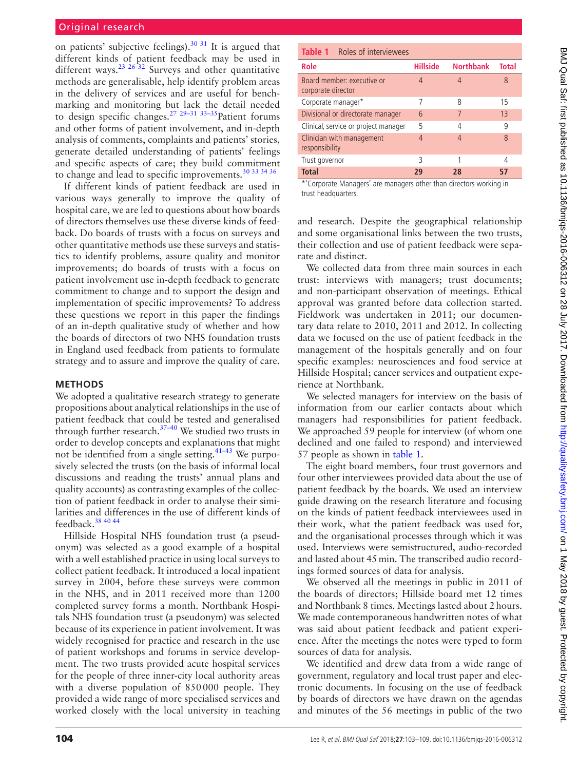on patients' subjective feelings).[30 31] It is argued that different kinds of patient feedback may be used in different ways.[23 26 32] Surveys and other quantitative methods are generalisable, help identify problem areas in the delivery of services and are useful for benchmarking and monitoring but lack the detail needed to design specific changes.[27 29–31 33–35] Patient forums and other forms of patient involvement, and in-depth analysis of comments, complaints and patients' stories, generate detailed understanding of patients' feelings and specific aspects of care; they build commitment to change and lead to specific improvements.[30 33 34 36]

If different kinds of patient feedback are used in various ways generally to improve the quality of hospital care, we are led to questions about how boards of directors themselves use these diverse kinds of feedback. Do boards of trusts with a focus on surveys and other quantitative methods use these surveys and statistics to identify problems, assure quality and monitor improvements; do boards of trusts with a focus on patient involvement use in-depth feedback to generate commitment to change and to support the design and implementation of specific improvements? To address these questions we report in this paper the findings of an in-depth qualitative study of whether and how the boards of directors of two NHS foundation trusts in England used feedback from patients to formulate strategy and to assure and improve the quality of care.

## METHODS

We adopted a qualitative research strategy to generate propositions about analytical relationships in the use of patient feedback that could be tested and generalised through further research.[37–40] We studied two trusts in order to develop concepts and explanations that might not be identified from a single setting.[41–43] We purposively selected the trusts (on the basis of informal local discussions and reading the trusts' annual plans and quality accounts) as contrasting examples of the collection of patient feedback in order to analyse their similarities and differences in the use of different kinds of feedback.[38 40 44]

Hillside Hospital NHS foundation trust (a pseudonym) was selected as a good example of a hospital with a well established practice in using local surveys to collect patient feedback. It introduced a local inpatient survey in 2004, before these surveys were common in the NHS, and in 2011 received more than 1200 completed survey forms a month. Northbank Hospitals NHS foundation trust (a pseudonym) was selected because of its experience in patient involvement. It was widely recognised for practice and research in the use of patient workshops and forums in service development. The two trusts provided acute hospital services for the people of three inner-city local authority areas with a diverse population of 850 000 people. They provided a wide range of more specialised services and worked closely with the local university in teaching and research. Despite the geographical relationship and some organisational links between the two trusts, their collection and use of patient feedback were separate and distinct.

**Table 1** Roles of interviewees

| Role | Hillside | Northbank | Total |
|---|---|---|---|
| Board member: executive or corporate director | 4 | 4 | 8 |
| Corporate manager* | 7 | 8 | 15 |
| Divisional or directorate manager | 6 | 7 | 13 |
| Clinical, service or project manager | 5 | 4 | 9 |
| Clinician with management responsibility | 4 | 4 | 8 |
| Trust governor | 3 | 1 | 4 |
| **Total** | **29** | **28** | **57** |

*'Corporate Managers' are managers other than directors working in trust headquarters.

We collected data from three main sources in each trust: interviews with managers; trust documents; and non-participant observation of meetings. Ethical approval was granted before data collection started. Fieldwork was undertaken in 2011; our documentary data relate to 2010, 2011 and 2012. In collecting data we focused on the use of patient feedback in the management of the hospitals generally and on four specific examples: neurosciences and food service at Hillside Hospital; cancer services and outpatient experience at Northbank.

We selected managers for interview on the basis of information from our earlier contacts about which managers had responsibilities for patient feedback. We approached 59 people for interview (of whom one declined and one failed to respond) and interviewed 57 people as shown in table 1.

The eight board members, four trust governors and four other interviewees provided data about the use of patient feedback by the boards. We used an interview guide drawing on the research literature and focusing on the kinds of patient feedback interviewees used in their work, what the patient feedback was used for, and the organisational processes through which it was used. Interviews were semistructured, audio-recorded and lasted about 45 min. The transcribed audio recordings formed sources of data for analysis.

We observed all the meetings in public in 2011 of the boards of directors; Hillside board met 12 times and Northbank 8 times. Meetings lasted about 2 hours. We made contemporaneous handwritten notes of what was said about patient feedback and patient experience. After the meetings the notes were typed to form sources of data for analysis.

We identified and drew data from a wide range of government, regulatory and local trust paper and electronic documents. In focusing on the use of feedback by boards of directors we have drawn on the agendas and minutes of the 56 meetings in public of the two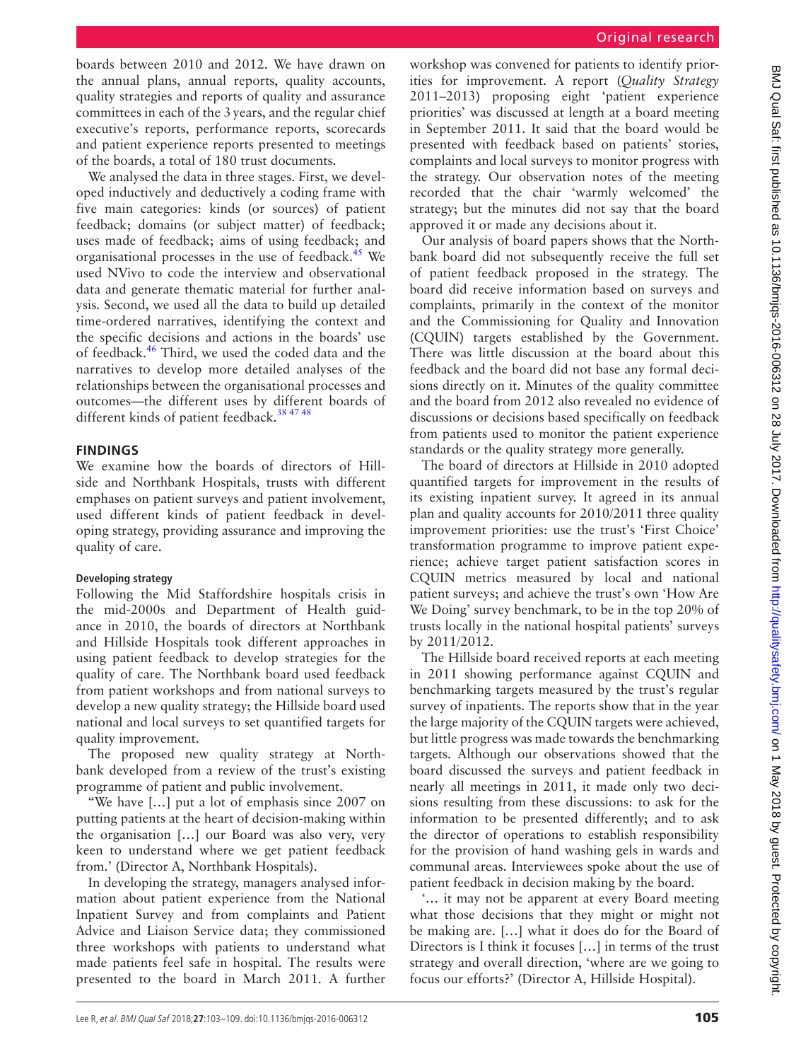boards between 2010 and 2012. We have drawn on the annual plans, annual reports, quality accounts, quality strategies and reports of quality and assurance committees in each of the 3 years, and the regular chief executive's reports, performance reports, scorecards and patient experience reports presented to meetings of the boards, a total of 180 trust documents.

We analysed the data in three stages. First, we developed inductively and deductively a coding frame with five main categories: kinds (or sources) of patient feedback; domains (or subject matter) of feedback; uses made of feedback; aims of using feedback; and organisational processes in the use of feedback.[45] We used NVivo to code the interview and observational data and generate thematic material for further analysis. Second, we used all the data to build up detailed time-ordered narratives, identifying the context and the specific decisions and actions in the boards' use of feedback.[46] Third, we used the coded data and the narratives to develop more detailed analyses of the relationships between the organisational processes and outcomes—the different uses by different boards of different kinds of patient feedback.[38 47 48]

## FINDINGS

We examine how the boards of directors of Hillside and Northbank Hospitals, trusts with different emphases on patient surveys and patient involvement, used different kinds of patient feedback in developing strategy, providing assurance and improving the quality of care.

### Developing strategy

Following the Mid Staffordshire hospitals crisis in the mid-2000s and Department of Health guidance in 2010, the boards of directors at Northbank and Hillside Hospitals took different approaches in using patient feedback to develop strategies for the quality of care. The Northbank board used feedback from patient workshops and from national surveys to develop a new quality strategy; the Hillside board used national and local surveys to set quantified targets for quality improvement.

The proposed new quality strategy at Northbank developed from a review of the trust's existing programme of patient and public involvement.

"We have […] put a lot of emphasis since 2007 on putting patients at the heart of decision-making within the organisation […] our Board was also very, very keen to understand where we get patient feedback from.' (Director A, Northbank Hospitals).

In developing the strategy, managers analysed information about patient experience from the National Inpatient Survey and from complaints and Patient Advice and Liaison Service data; they commissioned three workshops with patients to understand what made patients feel safe in hospital. The results were presented to the board in March 2011. A further workshop was convened for patients to identify priorities for improvement. A report (*Quality Strategy 2011–2013*) proposing eight 'patient experience priorities' was discussed at length at a board meeting in September 2011. It said that the board would be presented with feedback based on patients' stories, complaints and local surveys to monitor progress with the strategy. Our observation notes of the meeting recorded that the chair 'warmly welcomed' the strategy; but the minutes did not say that the board approved it or made any decisions about it.

Our analysis of board papers shows that the Northbank board did not subsequently receive the full set of patient feedback proposed in the strategy. The board did receive information based on surveys and complaints, primarily in the context of the monitor and the Commissioning for Quality and Innovation (CQUIN) targets established by the Government. There was little discussion at the board about this feedback and the board did not base any formal decisions directly on it. Minutes of the quality committee and the board from 2012 also revealed no evidence of discussions or decisions based specifically on feedback from patients used to monitor the patient experience standards or the quality strategy more generally.

The board of directors at Hillside in 2010 adopted quantified targets for improvement in the results of its existing inpatient survey. It agreed in its annual plan and quality accounts for 2010/2011 three quality improvement priorities: use the trust's 'First Choice' transformation programme to improve patient experience; achieve target patient satisfaction scores in CQUIN metrics measured by local and national patient surveys; and achieve the trust's own 'How Are We Doing' survey benchmark, to be in the top 20% of trusts locally in the national hospital patients' surveys by 2011/2012.

The Hillside board received reports at each meeting in 2011 showing performance against CQUIN and benchmarking targets measured by the trust's regular survey of inpatients. The reports show that in the year the large majority of the CQUIN targets were achieved, but little progress was made towards the benchmarking targets. Although our observations showed that the board discussed the surveys and patient feedback in nearly all meetings in 2011, it made only two decisions resulting from these discussions: to ask for the information to be presented differently; and to ask the director of operations to establish responsibility for the provision of hand washing gels in wards and communal areas. Interviewees spoke about the use of patient feedback in decision making by the board.

'… it may not be apparent at every Board meeting what those decisions that they might or might not be making are. […] what it does do for the Board of Directors is I think it focuses […] in terms of the trust strategy and overall direction, 'where are we going to focus our efforts?' (Director A, Hillside Hospital).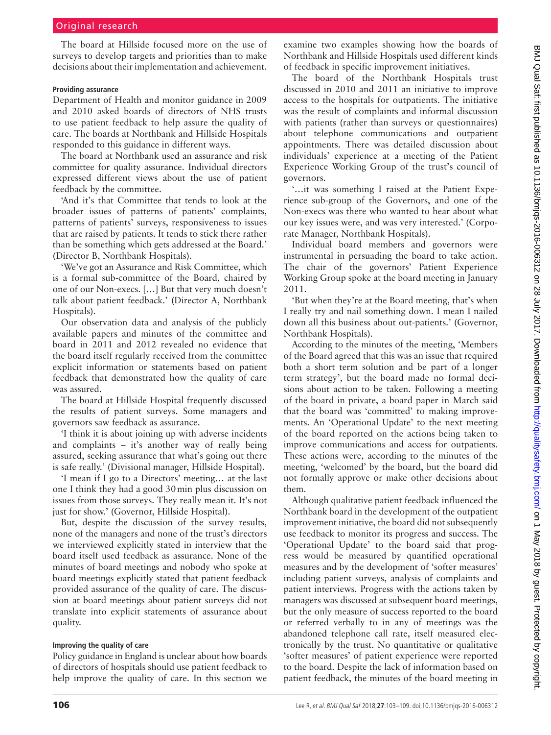The board at Hillside focused more on the use of surveys to develop targets and priorities than to make decisions about their implementation and achievement.

#### Providing assurance

Department of Health and monitor guidance in 2009 and 2010 asked boards of directors of NHS trusts to use patient feedback to help assure the quality of care. The boards at Northbank and Hillside Hospitals responded to this guidance in different ways.

The board at Northbank used an assurance and risk committee for quality assurance. Individual directors expressed different views about the use of patient feedback by the committee.

'And it's that Committee that tends to look at the broader issues of patterns of patients' complaints, patterns of patients' surveys, responsiveness to issues that are raised by patients. It tends to stick there rather than be something which gets addressed at the Board.' (Director B, Northbank Hospitals).

'We've got an Assurance and Risk Committee, which is a formal sub-committee of the Board, chaired by one of our Non-execs. […] But that very much doesn't talk about patient feedback.' (Director A, Northbank Hospitals).

Our observation data and analysis of the publicly available papers and minutes of the committee and board in 2011 and 2012 revealed no evidence that the board itself regularly received from the committee explicit information or statements based on patient feedback that demonstrated how the quality of care was assured.

The board at Hillside Hospital frequently discussed the results of patient surveys. Some managers and governors saw feedback as assurance.

'I think it is about joining up with adverse incidents and complaints – it's another way of really being assured, seeking assurance that what's going out there is safe really.' (Divisional manager, Hillside Hospital).

'I mean if I go to a Directors' meeting… at the last one I think they had a good 30 min plus discussion on issues from those surveys. They really mean it. It's not just for show.' (Governor, Hillside Hospital).

But, despite the discussion of the survey results, none of the managers and none of the trust's directors we interviewed explicitly stated in interview that the board itself used feedback as assurance. None of the minutes of board meetings and nobody who spoke at board meetings explicitly stated that patient feedback provided assurance of the quality of care. The discussion at board meetings about patient surveys did not translate into explicit statements of assurance about quality.

#### Improving the quality of care

Policy guidance in England is unclear about how boards of directors of hospitals should use patient feedback to help improve the quality of care. In this section we examine two examples showing how the boards of Northbank and Hillside Hospitals used different kinds of feedback in specific improvement initiatives.

The board of the Northbank Hospitals trust discussed in 2010 and 2011 an initiative to improve access to the hospitals for outpatients. The initiative was the result of complaints and informal discussion with patients (rather than surveys or questionnaires) about telephone communications and outpatient appointments. There was detailed discussion about individuals' experience at a meeting of the Patient Experience Working Group of the trust's council of governors.

'…it was something I raised at the Patient Experience sub-group of the Governors, and one of the Non-execs was there who wanted to hear about what our key issues were, and was very interested.' (Corporate Manager, Northbank Hospitals).

Individual board members and governors were instrumental in persuading the board to take action. The chair of the governors' Patient Experience Working Group spoke at the board meeting in January 2011.

'But when they're at the Board meeting, that's when I really try and nail something down. I mean I nailed down all this business about out-patients.' (Governor, Northbank Hospitals).

According to the minutes of the meeting, 'Members of the Board agreed that this was an issue that required both a short term solution and be part of a longer term strategy', but the board made no formal decisions about action to be taken. Following a meeting of the board in private, a board paper in March said that the board was 'committed' to making improvements. An 'Operational Update' to the next meeting of the board reported on the actions being taken to improve communications and access for outpatients. These actions were, according to the minutes of the meeting, 'welcomed' by the board, but the board did not formally approve or make other decisions about them.

Although qualitative patient feedback influenced the Northbank board in the development of the outpatient improvement initiative, the board did not subsequently use feedback to monitor its progress and success. The 'Operational Update' to the board said that progress would be measured by quantified operational measures and by the development of 'softer measures' including patient surveys, analysis of complaints and patient interviews. Progress with the actions taken by managers was discussed at subsequent board meetings, but the only measure of success reported to the board or referred verbally to in any of meetings was the abandoned telephone call rate, itself measured electronically by the trust. No quantitative or qualitative 'softer measures' of patient experience were reported to the board. Despite the lack of information based on patient feedback, the minutes of the board meeting in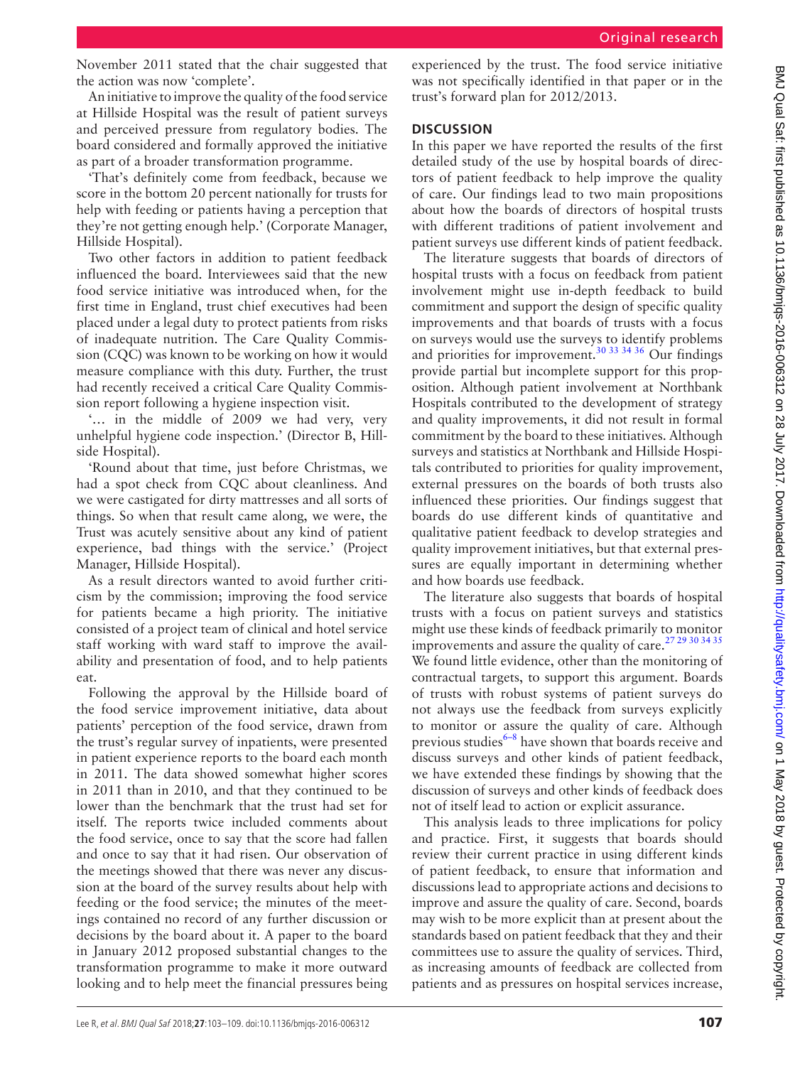November 2011 stated that the chair suggested that the action was now 'complete'.

An initiative to improve the quality of the food service at Hillside Hospital was the result of patient surveys and perceived pressure from regulatory bodies. The board considered and formally approved the initiative as part of a broader transformation programme.

'That's definitely come from feedback, because we score in the bottom 20 percent nationally for trusts for help with feeding or patients having a perception that they're not getting enough help.' (Corporate Manager, Hillside Hospital).

Two other factors in addition to patient feedback influenced the board. Interviewees said that the new food service initiative was introduced when, for the first time in England, trust chief executives had been placed under a legal duty to protect patients from risks of inadequate nutrition. The Care Quality Commission (CQC) was known to be working on how it would measure compliance with this duty. Further, the trust had recently received a critical Care Quality Commission report following a hygiene inspection visit.

'… in the middle of 2009 we had very, very unhelpful hygiene code inspection.' (Director B, Hillside Hospital).

'Round about that time, just before Christmas, we had a spot check from CQC about cleanliness. And we were castigated for dirty mattresses and all sorts of things. So when that result came along, we were, the Trust was acutely sensitive about any kind of patient experience, bad things with the service.' (Project Manager, Hillside Hospital).

As a result directors wanted to avoid further criticism by the commission; improving the food service for patients became a high priority. The initiative consisted of a project team of clinical and hotel service staff working with ward staff to improve the availability and presentation of food, and to help patients eat.

Following the approval by the Hillside board of the food service improvement initiative, data about patients' perception of the food service, drawn from the trust's regular survey of inpatients, were presented in patient experience reports to the board each month in 2011. The data showed somewhat higher scores in 2011 than in 2010, and that they continued to be lower than the benchmark that the trust had set for itself. The reports twice included comments about the food service, once to say that the score had fallen and once to say that it had risen. Our observation of the meetings showed that there was never any discussion at the board of the survey results about help with feeding or the food service; the minutes of the meetings contained no record of any further discussion or decisions by the board about it. A paper to the board in January 2012 proposed substantial changes to the transformation programme to make it more outward looking and to help meet the financial pressures being experienced by the trust. The food service initiative was not specifically identified in that paper or in the trust's forward plan for 2012/2013.

## DISCUSSION

In this paper we have reported the results of the first detailed study of the use by hospital boards of directors of patient feedback to help improve the quality of care. Our findings lead to two main propositions about how the boards of directors of hospital trusts with different traditions of patient involvement and patient surveys use different kinds of patient feedback.

The literature suggests that boards of directors of hospital trusts with a focus on feedback from patient involvement might use in-depth feedback to build commitment and support the design of specific quality improvements and that boards of trusts with a focus on surveys would use the surveys to identify problems and priorities for improvement.[30 33 34 36] Our findings provide partial but incomplete support for this proposition. Although patient involvement at Northbank Hospitals contributed to the development of strategy and quality improvements, it did not result in formal commitment by the board to these initiatives. Although surveys and statistics at Northbank and Hillside Hospitals contributed to priorities for quality improvement, external pressures on the boards of both trusts also influenced these priorities. Our findings suggest that boards do use different kinds of quantitative and qualitative patient feedback to develop strategies and quality improvement initiatives, but that external pressures are equally important in determining whether and how boards use feedback.

The literature also suggests that boards of hospital trusts with a focus on patient surveys and statistics might use these kinds of feedback primarily to monitor improvements and assure the quality of care.[27 29 30 34 35] We found little evidence, other than the monitoring of contractual targets, to support this argument. Boards of trusts with robust systems of patient surveys do not always use the feedback from surveys explicitly to monitor or assure the quality of care. Although previous studies[6–8] have shown that boards receive and discuss surveys and other kinds of patient feedback, we have extended these findings by showing that the discussion of surveys and other kinds of feedback does not of itself lead to action or explicit assurance.

This analysis leads to three implications for policy and practice. First, it suggests that boards should review their current practice in using different kinds of patient feedback, to ensure that information and discussions lead to appropriate actions and decisions to improve and assure the quality of care. Second, boards may wish to be more explicit than at present about the standards based on patient feedback that they and their committees use to assure the quality of services. Third, as increasing amounts of feedback are collected from patients and as pressures on hospital services increase,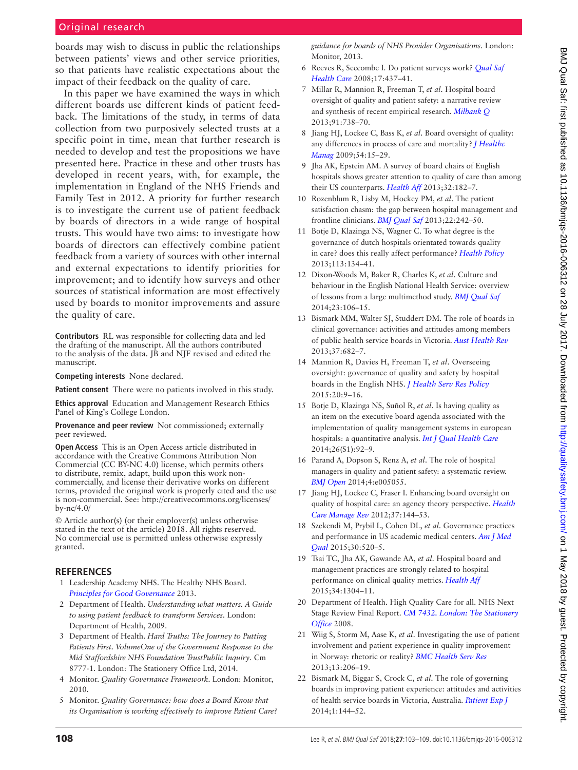boards may wish to discuss in public the relationships between patients' views and other service priorities, so that patients have realistic expectations about the impact of their feedback on the quality of care.

In this paper we have examined the ways in which different boards use different kinds of patient feedback. The limitations of the study, in terms of data collection from two purposively selected trusts at a specific point in time, mean that further research is needed to develop and test the propositions we have presented here. Practice in these and other trusts has developed in recent years, with, for example, the implementation in England of the NHS Friends and Family Test in 2012. A priority for further research is to investigate the current use of patient feedback by boards of directors in a wide range of hospital trusts. This would have two aims: to investigate how boards of directors can effectively combine patient feedback from a variety of sources with other internal and external expectations to identify priorities for improvement; and to identify how surveys and other sources of statistical information are most effectively used by boards to monitor improvements and assure the quality of care.

**Contributors** RL was responsible for collecting data and led the drafting of the manuscript. All the authors contributed to the analysis of the data. JB and NJF revised and edited the manuscript.

**Competing interests** None declared.

**Patient consent** There were no patients involved in this study.

**Ethics approval** Education and Management Research Ethics Panel of King's College London.

**Provenance and peer review** Not commissioned; externally peer reviewed.

**Open Access** This is an Open Access article distributed in accordance with the Creative Commons Attribution Non Commercial (CC BY-NC 4.0) license, which permits others to distribute, remix, adapt, build upon this work non-commercially, and license their derivative works on different terms, provided the original work is properly cited and the use is non-commercial. See: http://creativecommons.org/licenses/by-nc/4.0/

© Article author(s) (or their employer(s) unless otherwise stated in the text of the article) 2018. All rights reserved. No commercial use is permitted unless otherwise expressly granted.

## REFERENCES

1. Leadership Academy NHS. The Healthy NHS Board. *Principles for Good Governance* 2013.
2. Department of Health. *Understanding what matters. A Guide to using patient feedback to transform Services*. London: Department of Health, 2009.
3. Department of Health. *Hard Truths: The Journey to Putting Patients First. VolumeOne of the Government Response to the Mid Staffordshire NHS Foundation TrustPublic Inquiry*. Cm 8777-1. London: The Stationery Office Ltd, 2014.
4. Monitor. *Quality Governance Framework*. London: Monitor, 2010.
5. Monitor. *Quality Governance: how does a Board Know that its Organisation is working effectively to improve Patient Care? guidance for boards of NHS Provider Organisations*. London: Monitor, 2013.
6. Reeves R, Seccombe I. Do patient surveys work? *Qual Saf Health Care* 2008;17:437–41.
7. Millar R, Mannion R, Freeman T, *et al*. Hospital board oversight of quality and patient safety: a narrative review and synthesis of recent empirical research. *Milbank Q* 2013;91:738–70.
8. Jiang HJ, Lockee C, Bass K, *et al*. Board oversight of quality: any differences in process of care and mortality? *J Healthc Manag* 2009;54:15–29.
9. Jha AK, Epstein AM. A survey of board chairs of English hospitals shows greater attention to quality of care than among their US counterparts. *Health Aff* 2013;32:182–7.
10. Rozenblum R, Lisby M, Hockey PM, *et al*. The patient satisfaction chasm: the gap between hospital management and frontline clinicians. *BMJ Qual Saf* 2013;22:242–50.
11. Botje D, Klazinga NS, Wagner C. To what degree is the governance of dutch hospitals orientated towards quality in care? does this really affect performance? *Health Policy* 2013;113:134–41.
12. Dixon-Woods M, Baker R, Charles K, *et al*. Culture and behaviour in the English National Health Service: overview of lessons from a large multimethod study. *BMJ Qual Saf* 2014;23:106–15.
13. Bismark MM, Walter SJ, Studdert DM. The role of boards in clinical governance: activities and attitudes among members of public health service boards in Victoria. *Aust Health Rev* 2013;37:682–7.
14. Mannion R, Davies H, Freeman T, *et al*. Overseeing oversight: governance of quality and safety by hospital boards in the English NHS. *J Health Serv Res Policy* 2015:20:9–16.
15. Botje D, Klazinga NS, Suñol R, *et al*. Is having quality as an item on the executive board agenda associated with the implementation of quality management systems in european hospitals: a quantitative analysis. *Int J Qual Health Care* 2014;26(S1):92–9.
16. Parand A, Dopson S, Renz A, *et al*. The role of hospital managers in quality and patient safety: a systematic review. *BMJ Open* 2014;4:e005055.
17. Jiang HJ, Lockee C, Fraser I. Enhancing board oversight on quality of hospital care: an agency theory perspective. *Health Care Manage Rev* 2012;37:144–53.
18. Szekendi M, Prybil L, Cohen DL, *et al*. Governance practices and performance in US academic medical centers. *Am J Med Qual* 2015;30:520–5.
19. Tsai TC, Jha AK, Gawande AA, *et al*. Hospital board and management practices are strongly related to hospital performance on clinical quality metrics. *Health Aff* 2015;34:1304–11.
20. Department of Health. High Quality Care for all. NHS Next Stage Review Final Report. *CM 7432. London: The Stationery Office* 2008.
21. Wiig S, Storm M, Aase K, *et al*. Investigating the use of patient involvement and patient experience in quality improvement in Norway: rhetoric or reality? *BMC Health Serv Res* 2013;13:206–19.
22. Bismark M, Biggar S, Crock C, *et al*. The role of governing boards in improving patient experience: attitudes and activities of health service boards in Victoria, Australia. *Patient Exp J* 2014;1:144–52.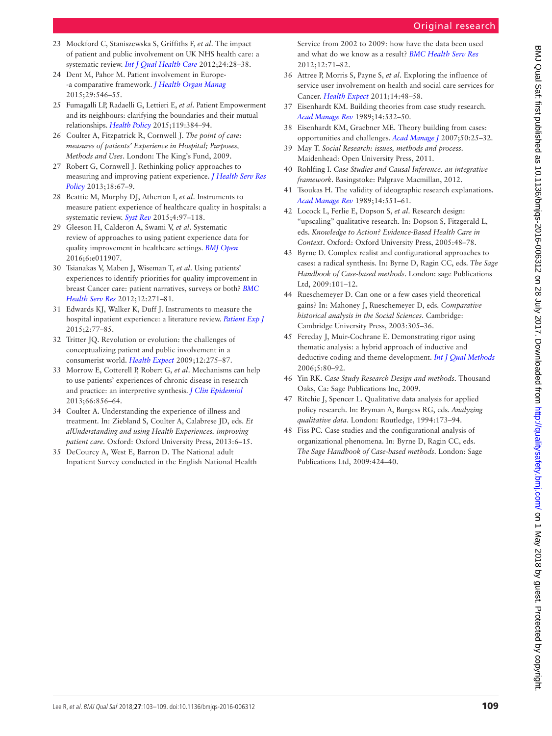23 Mockford C, Staniszewska S, Griffiths F, *et al*. The impact of patient and public involvement on UK NHS health care: a systematic review. *Int J Qual Health Care* 2012;24:28–38.

24 Dent M, Pahor M. Patient involvement in Europe--a comparative framework. *J Health Organ Manag* 2015;29:546–55.

25 Fumagalli LP, Radaelli G, Lettieri E, *et al*. Patient Empowerment and its neighbours: clarifying the boundaries and their mutual relationships. *Health Policy* 2015;119:384–94.

26 Coulter A, Fitzpatrick R, Cornwell J. *The point of care: measures of patients' Experience in Hospital; Purposes, Methods and Uses*. London: The King's Fund, 2009.

27 Robert G, Cornwell J. Rethinking policy approaches to measuring and improving patient experience. *J Health Serv Res Policy* 2013;18:67–9.

28 Beattie M, Murphy DJ, Atherton I, *et al*. Instruments to measure patient experience of healthcare quality in hospitals: a systematic review. *Syst Rev* 2015;4:97–118.

29 Gleeson H, Calderon A, Swami V, *et al*. Systematic review of approaches to using patient experience data for quality improvement in healthcare settings. *BMJ Open* 2016;6:e011907.

30 Tsianakas V, Maben J, Wiseman T, *et al*. Using patients' experiences to identify priorities for quality improvement in breast Cancer care: patient narratives, surveys or both? *BMC Health Serv Res* 2012;12:271–81.

31 Edwards KJ, Walker K, Duff J. Instruments to measure the hospital inpatient experience: a literature review. *Patient Exp J* 2015;2:77–85.

32 Tritter JQ. Revolution or evolution: the challenges of conceptualizing patient and public involvement in a consumerist world. *Health Expect* 2009;12:275–87.

33 Morrow E, Cotterell P, Robert G, *et al*. Mechanisms can help to use patients' experiences of chronic disease in research and practice: an interpretive synthesis. *J Clin Epidemiol* 2013;66:856–64.

34 Coulter A. Understanding the experience of illness and treatment. In: Ziebland S, Coulter A, Calabrese JD, eds. *Et alUnderstanding and using Health Experiences. improving patient care*. Oxford: Oxford University Press, 2013:6–15.

35 DeCourcy A, West E, Barron D. The National adult Inpatient Survey conducted in the English National Health Service from 2002 to 2009: how have the data been used and what do we know as a result? *BMC Health Serv Res* 2012;12:71–82.

36 Attree P, Morris S, Payne S, *et al*. Exploring the influence of service user involvement on health and social care services for Cancer. *Health Expect* 2011;14:48–58.

37 Eisenhardt KM. Building theories from case study research. *Acad Manage Rev* 1989;14:532–50.

38 Eisenhardt KM, Graebner ME. Theory building from cases: opportunities and challenges. *Acad Manage J* 2007;50:25–32.

39 May T. *Social Research: issues, methods and process*. Maidenhead: Open University Press, 2011.

40 Rohlfing I. *Case Studies and Causal Inference. an integrative framework*. Basingstoke: Palgrave Macmillan, 2012.

41 Tsoukas H. The validity of ideographic research explanations. *Acad Manage Rev* 1989;14:551–61.

42 Locock L, Ferlie E, Dopson S, *et al*. Research design: "upscaling" qualitative research. In: Dopson S, Fitzgerald L, eds. *Knowledge to Action? Evidence-Based Health Care in Context*. Oxford: Oxford University Press, 2005:48–78.

43 Byrne D. Complex realist and configurational approaches to cases: a radical synthesis. In: Byrne D, Ragin CC, eds. *The Sage Handbook of Case-based methods*. London: sage Publications Ltd, 2009:101–12.

44 Rueschemeyer D. Can one or a few cases yield theoretical gains? In: Mahoney J, Rueschemeyer D, eds. *Comparative historical analysis in the Social Sciences*. Cambridge: Cambridge University Press, 2003:305–36.

45 Fereday J, Muir-Cochrane E. Demonstrating rigor using thematic analysis: a hybrid approach of inductive and deductive coding and theme development. *Int J Qual Methods* 2006;5:80–92.

46 Yin RK. *Case Study Research Design and methods*. Thousand Oaks, Ca: Sage Publications Inc, 2009.

47 Ritchie J, Spencer L. Qualitative data analysis for applied policy research. In: Bryman A, Burgess RG, eds. *Analyzing qualitative data*. London: Routledge, 1994:173–94.

48 Fiss PC. Case studies and the configurational analysis of organizational phenomena. In: Byrne D, Ragin CC, eds. *The Sage Handbook of Case-based methods*. London: Sage Publications Ltd, 2009:424–40.